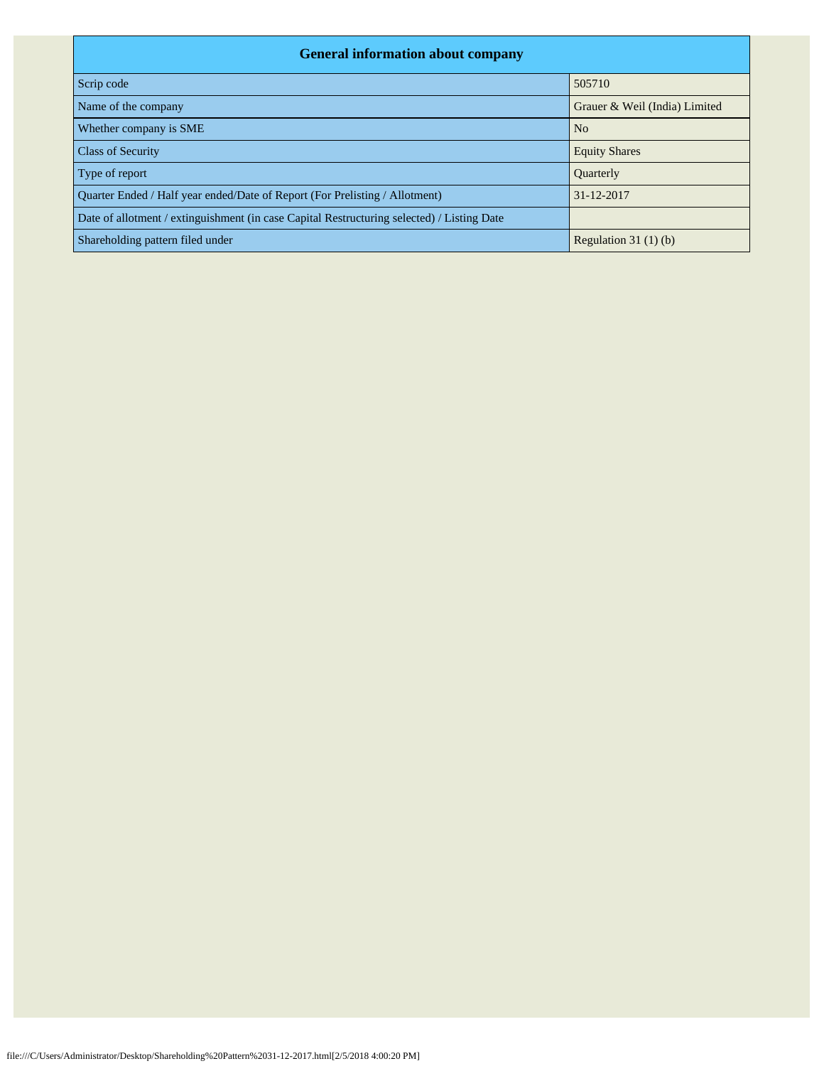| General information about company | |
| --- | --- |
| Scrip code | 505710 |
| Name of the company | Grauer & Weil (India) Limited |
| Whether company is SME | No |
| Class of Security | Equity Shares |
| Type of report | Quarterly |
| Quarter Ended / Half year ended/Date of Report (For Prelisting / Allotment) | 31-12-2017 |
| Date of allotment / extinguishment (in case Capital Restructuring selected) / Listing Date | |
| Shareholding pattern filed under | Regulation 31 (1) (b) |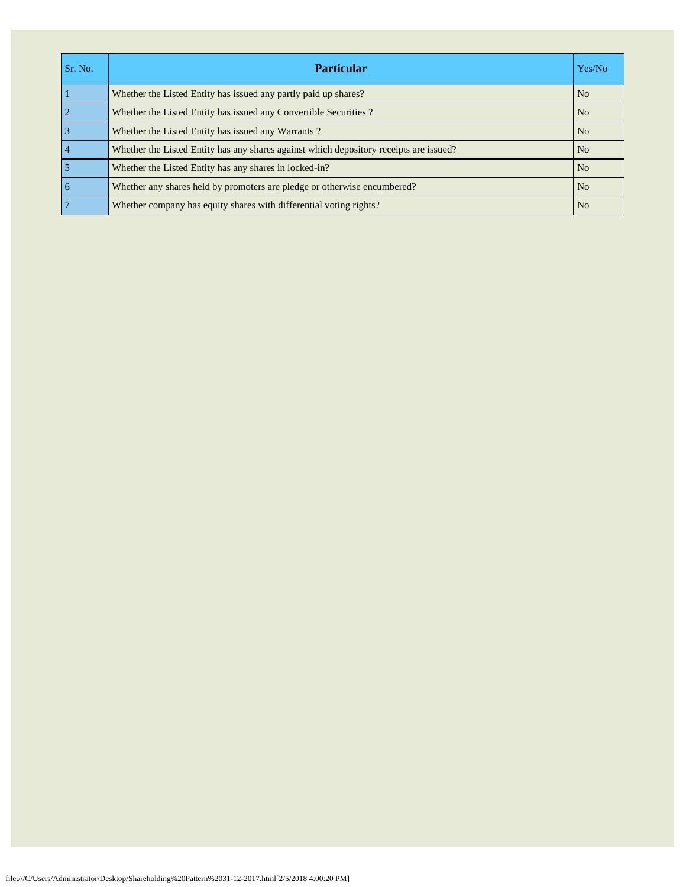| Sr. No. | Particular | Yes/No |
|---|---|---|
| 1 | Whether the Listed Entity has issued any partly paid up shares? | No |
| 2 | Whether the Listed Entity has issued any Convertible Securities ? | No |
| 3 | Whether the Listed Entity has issued any Warrants ? | No |
| 4 | Whether the Listed Entity has any shares against which depository receipts are issued? | No |
| 5 | Whether the Listed Entity has any shares in locked-in? | No |
| 6 | Whether any shares held by promoters are pledge or otherwise encumbered? | No |
| 7 | Whether company has equity shares with differential voting rights? | No |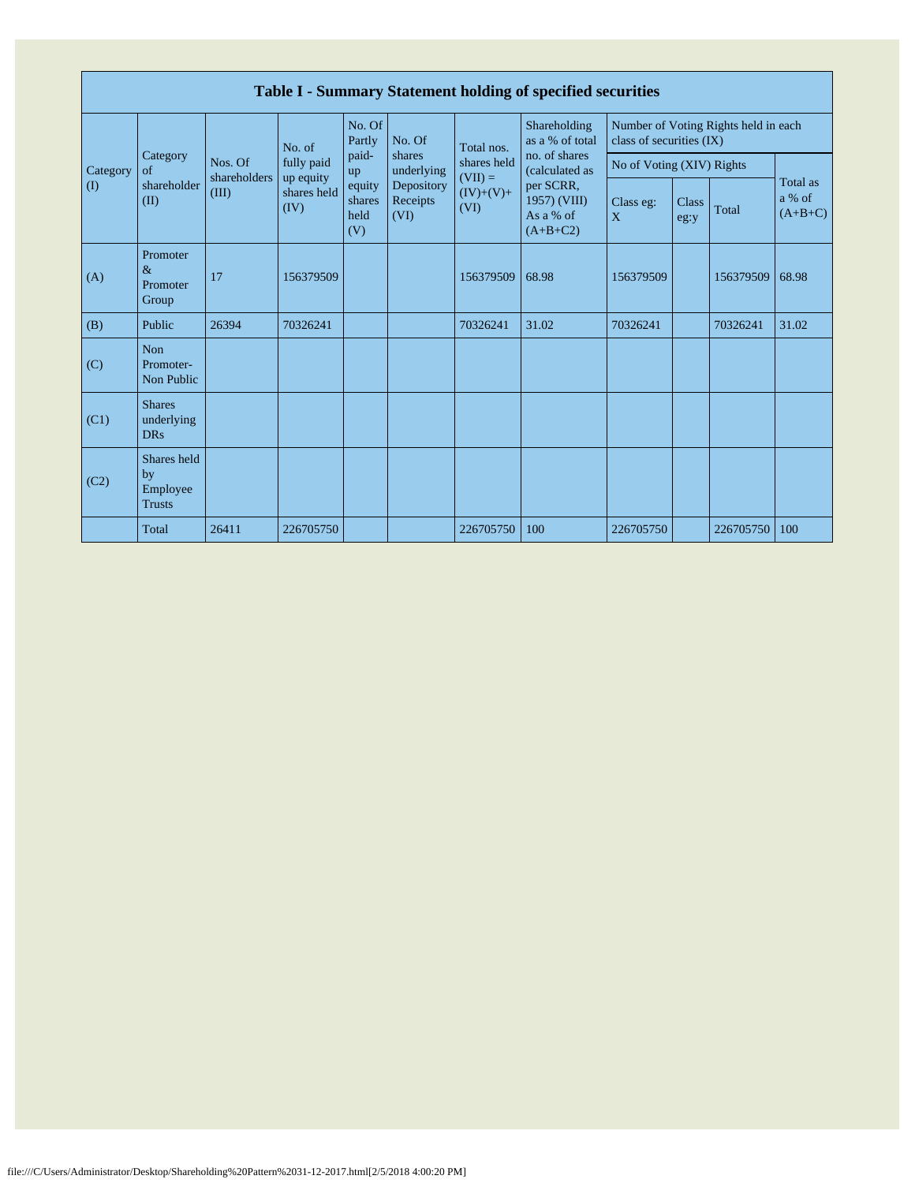## Table I - Summary Statement holding of specified securities

| Category (I) | Category of shareholder (II) | Nos. Of shareholders (III) | No. of fully paid up equity shares held (IV) | No. Of Partly paid-up equity shares held (V) | No. Of shares underlying Depository Receipts (VI) | Total nos. shares held (VII) = (IV)+(V)+ (VI) | Shareholding as a % of total no. of shares (calculated as per SCRR, 1957) (VIII) As a % of (A+B+C2) | Number of Voting Rights held in each class of securities (IX) | | | |
|---|---|---|---|---|---|---|---|---|---|---|---|
| | | | | | | | | No of Voting (XIV) Rights | | | Total as a % of (A+B+C) |
| | | | | | | | | Class eg: X | Class eg:y | Total | |
| (A) | Promoter & Promoter Group | 17 | 156379509 | | | 156379509 | 68.98 | 156379509 | | 156379509 | 68.98 |
| (B) | Public | 26394 | 70326241 | | | 70326241 | 31.02 | 70326241 | | 70326241 | 31.02 |
| (C) | Non Promoter- Non Public | | | | | | | | | | |
| (C1) | Shares underlying DRs | | | | | | | | | | |
| (C2) | Shares held by Employee Trusts | | | | | | | | | | |
| | Total | 26411 | 226705750 | | | 226705750 | 100 | 226705750 | | 226705750 | 100 |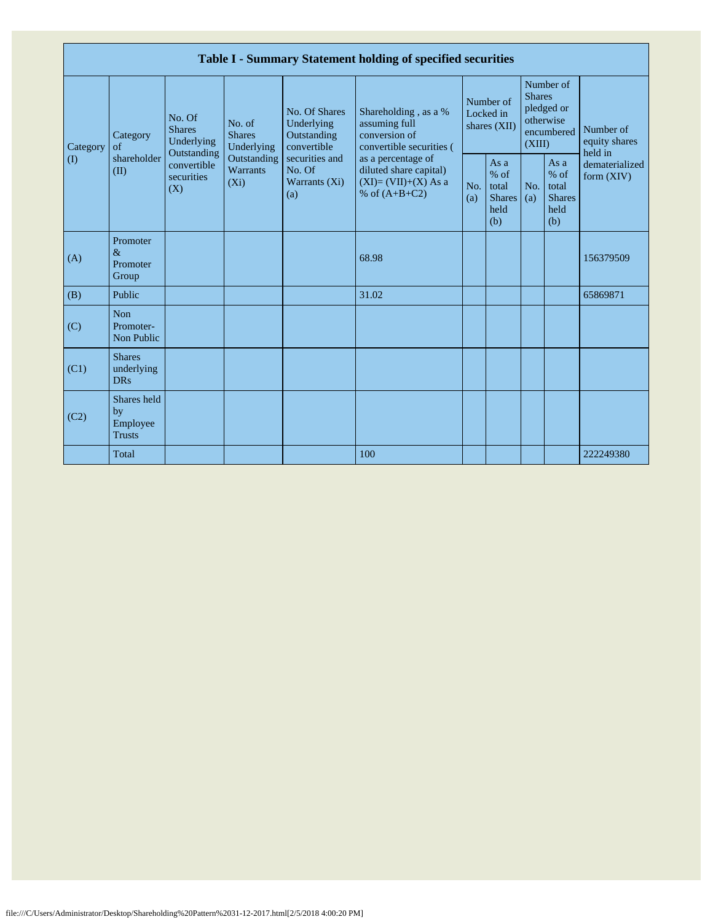| Table I - Summary Statement holding of specified securities | | | | | | | | | | |
|---|---|---|---|---|---|---|---|---|---|---|
| Category (I) | Category of shareholder (II) | No. Of Shares Underlying Outstanding convertible securities (X) | No. of Shares Underlying Outstanding Warrants (Xi) | No. Of Shares Underlying Outstanding convertible securities and No. Of Warrants (Xi) (a) | Shareholding , as a % assuming full conversion of convertible securities ( as a percentage of diluted share capital) (XI)= (VII)+(X) As a % of (A+B+C2) | Number of Locked in shares (XII) | | Number of Shares pledged or otherwise encumbered (XIII) | | Number of equity shares held in dematerialized form (XIV) |
| | | | | | | No. (a) | As a % of total Shares held (b) | No. (a) | As a % of total Shares held (b) | |
| (A) | Promoter & Promoter Group | | | | 68.98 | | | | | 156379509 |
| (B) | Public | | | | 31.02 | | | | | 65869871 |
| (C) | Non Promoter- Non Public | | | | | | | | | |
| (C1) | Shares underlying DRs | | | | | | | | | |
| (C2) | Shares held by Employee Trusts | | | | | | | | | |
| | Total | | | | 100 | | | | | 222249380 |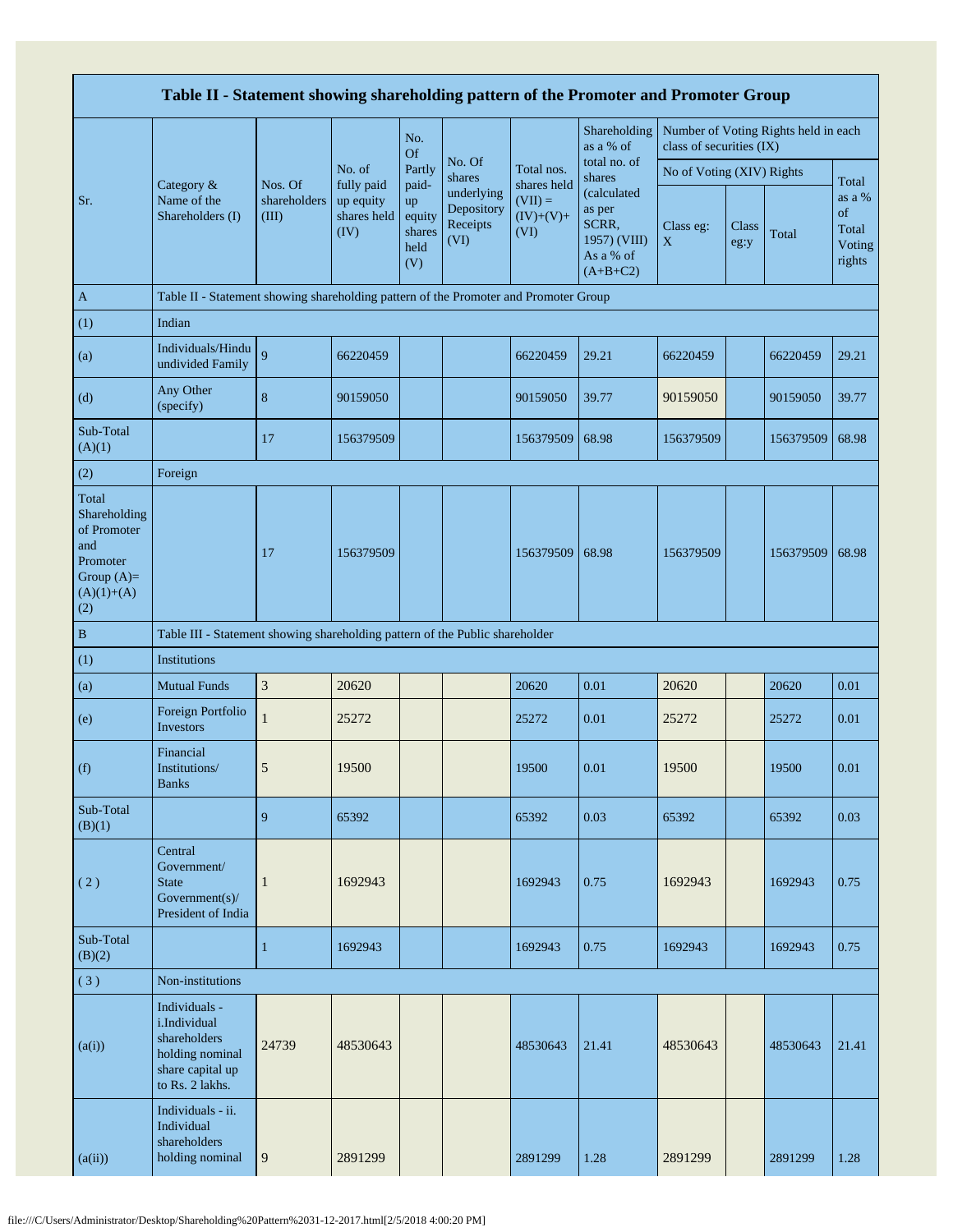| Table II - Statement showing shareholding pattern of the Promoter and Promoter Group | | | | | | | | | | | | |
|---|---|---|---|---|---|---|---|---|---|---|---|---|
| Sr. | Category & Name of the Shareholders (I) | Nos. Of shareholders (III) | No. of fully paid up equity shares held (IV) | No. Of Partly paid-up equity shares held (V) | No. Of shares underlying Depository Receipts (VI) | Total nos. shares held (VII) = (IV)+(V)+ (VI) | Shareholding as a % of total no. of shares (calculated as per SCRR, 1957) (VIII) As a % of (A+B+C2) | Number of Voting Rights held in each class of securities (IX) | | | |
| | | | | | | | | No of Voting (XIV) Rights | | | Total as a % of Total Voting rights |
| | | | | | | | | Class eg: X | Class eg:y | Total | |
| A | Table II - Statement showing shareholding pattern of the Promoter and Promoter Group | | | | | | | | | | |
| (1) | Indian | | | | | | | | | | |
| (a) | Individuals/Hindu undivided Family | 9 | 66220459 | | | 66220459 | 29.21 | 66220459 | | 66220459 | 29.21 |
| (d) | Any Other (specify) | 8 | 90159050 | | | 90159050 | 39.77 | 90159050 | | 90159050 | 39.77 |
| Sub-Total (A)(1) | | 17 | 156379509 | | | 156379509 | 68.98 | 156379509 | | 156379509 | 68.98 |
| (2) | Foreign | | | | | | | | | | |
| Total Shareholding of Promoter and Promoter Group (A)=(A)(1)+(A)(2) | | 17 | 156379509 | | | 156379509 | 68.98 | 156379509 | | 156379509 | 68.98 |
| B | Table III - Statement showing shareholding pattern of the Public shareholder | | | | | | | | | | |
| (1) | Institutions | | | | | | | | | | |
| (a) | Mutual Funds | 3 | 20620 | | | 20620 | 0.01 | 20620 | | 20620 | 0.01 |
| (e) | Foreign Portfolio Investors | 1 | 25272 | | | 25272 | 0.01 | 25272 | | 25272 | 0.01 |
| (f) | Financial Institutions/ Banks | 5 | 19500 | | | 19500 | 0.01 | 19500 | | 19500 | 0.01 |
| Sub-Total (B)(1) | | 9 | 65392 | | | 65392 | 0.03 | 65392 | | 65392 | 0.03 |
| ( 2 ) | Central Government/ State Government(s)/ President of India | 1 | 1692943 | | | 1692943 | 0.75 | 1692943 | | 1692943 | 0.75 |
| Sub-Total (B)(2) | | 1 | 1692943 | | | 1692943 | 0.75 | 1692943 | | 1692943 | 0.75 |
| ( 3 ) | Non-institutions | | | | | | | | | | |
| (a(i)) | Individuals - i.Individual shareholders holding nominal share capital up to Rs. 2 lakhs. | 24739 | 48530643 | | | 48530643 | 21.41 | 48530643 | | 48530643 | 21.41 |
| (a(ii)) | Individuals - ii. Individual shareholders holding nominal | 9 | 2891299 | | | 2891299 | 1.28 | 2891299 | | 2891299 | 1.28 |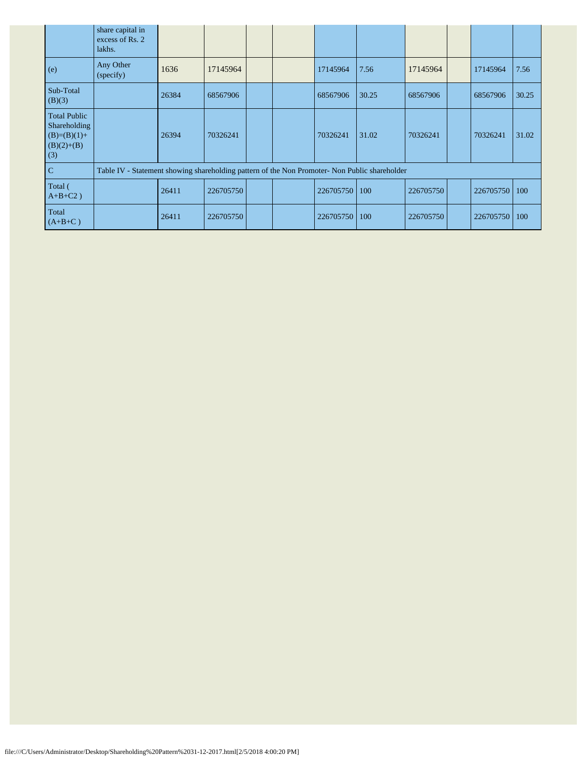|  | share capital in excess of Rs. 2 lakhs. |  |  |  |  |  |  |  |  |  |  |
|---|---|---|---|---|---|---|---|---|---|---|---|
| (e) | Any Other (specify) | 1636 | 17145964 |  |  | 17145964 | 7.56 | 17145964 |  | 17145964 | 7.56 |
| Sub-Total (B)(3) |  | 26384 | 68567906 |  |  | 68567906 | 30.25 | 68567906 |  | 68567906 | 30.25 |
| Total Public Shareholding (B)=(B)(1)+(B)(2)+(B)(3) |  | 26394 | 70326241 |  |  | 70326241 | 31.02 | 70326241 |  | 70326241 | 31.02 |
| C | Table IV - Statement showing shareholding pattern of the Non Promoter- Non Public shareholder |  |  |  |  |  |  |  |  |  |  |
| Total ( A+B+C2 ) |  | 26411 | 226705750 |  |  | 226705750 | 100 | 226705750 |  | 226705750 | 100 |
| Total (A+B+C ) |  | 26411 | 226705750 |  |  | 226705750 | 100 | 226705750 |  | 226705750 | 100 |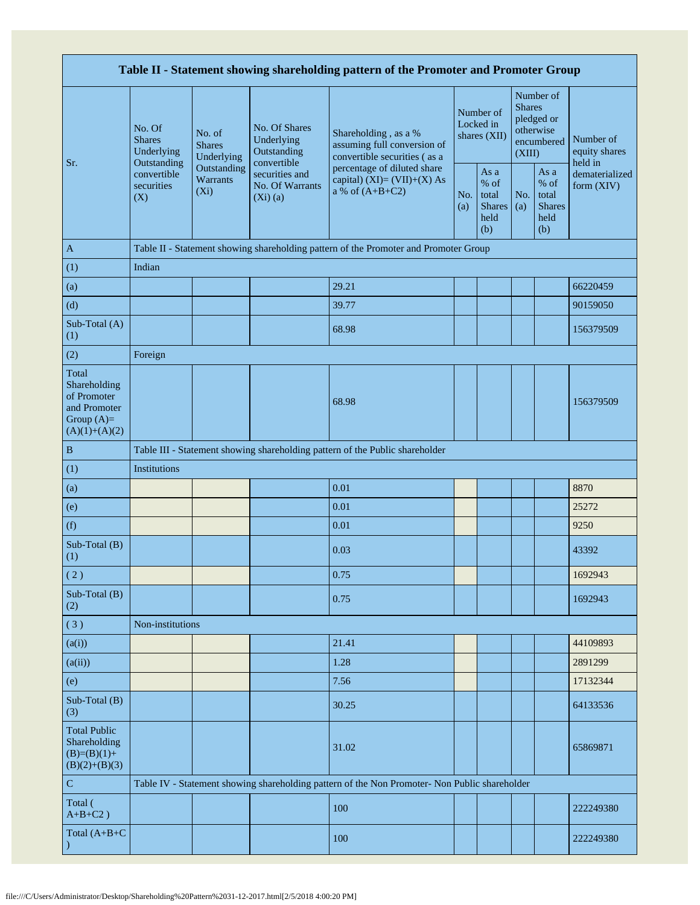| Table II - Statement showing shareholding pattern of the Promoter and Promoter Group | | | | | | | | | |
|---|---|---|---|---|---|---|---|---|---|
| Sr. | No. Of Shares Underlying Outstanding convertible securities (X) | No. of Shares Underlying Outstanding Warrants (Xi) | No. Of Shares Underlying Outstanding convertible securities and No. Of Warrants (Xi) (a) | Shareholding , as a % assuming full conversion of convertible securities ( as a percentage of diluted share capital) (XI)= (VII)+(X) As a % of (A+B+C2) | Number of Locked in shares (XII) | | Number of Shares pledged or otherwise encumbered (XIII) | | Number of equity shares held in dematerialized form (XIV) |
| | | | | | No. (a) | As a % of total Shares held (b) | No. (a) | As a % of total Shares held (b) | |
| A | Table II - Statement showing shareholding pattern of the Promoter and Promoter Group | | | | | | | | |
| (1) | Indian | | | | | | | | |
| (a) | | | | 29.21 | | | | | 66220459 |
| (d) | | | | 39.77 | | | | | 90159050 |
| Sub-Total (A) (1) | | | | 68.98 | | | | | 156379509 |
| (2) | Foreign | | | | | | | | |
| Total Shareholding of Promoter and Promoter Group (A)=(A)(1)+(A)(2) | | | | 68.98 | | | | | 156379509 |
| B | Table III - Statement showing shareholding pattern of the Public shareholder | | | | | | | | |
| (1) | Institutions | | | | | | | | |
| (a) | | | | 0.01 | | | | | 8870 |
| (e) | | | | 0.01 | | | | | 25272 |
| (f) | | | | 0.01 | | | | | 9250 |
| Sub-Total (B) (1) | | | | 0.03 | | | | | 43392 |
| ( 2 ) | | | | 0.75 | | | | | 1692943 |
| Sub-Total (B) (2) | | | | 0.75 | | | | | 1692943 |
| ( 3 ) | Non-institutions | | | | | | | | |
| (a(i)) | | | | 21.41 | | | | | 44109893 |
| (a(ii)) | | | | 1.28 | | | | | 2891299 |
| (e) | | | | 7.56 | | | | | 17132344 |
| Sub-Total (B) (3) | | | | 30.25 | | | | | 64133536 |
| Total Public Shareholding (B)=(B)(1)+(B)(2)+(B)(3) | | | | 31.02 | | | | | 65869871 |
| C | Table IV - Statement showing shareholding pattern of the Non Promoter- Non Public shareholder | | | | | | | | |
| Total ( A+B+C2 ) | | | | 100 | | | | | 222249380 |
| Total (A+B+C ) | | | | 100 | | | | | 222249380 |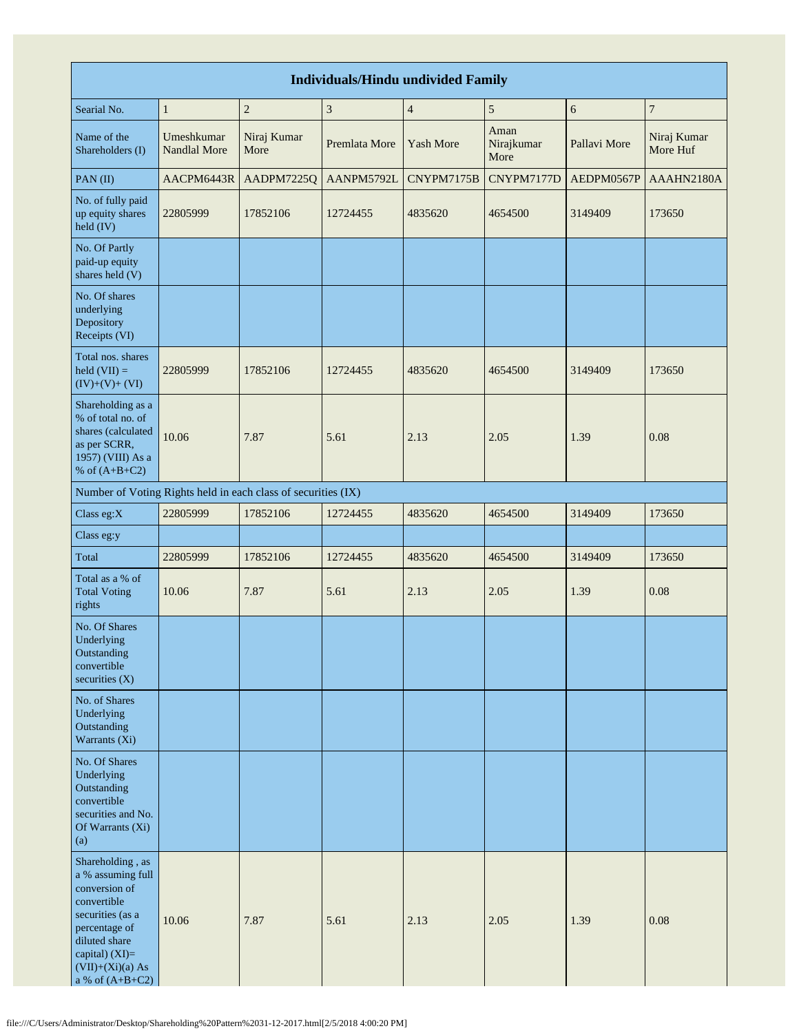| Individuals/Hindu undivided Family | | | | | | | |
|---|---|---|---|---|---|---|---|
| Searial No. | 1 | 2 | 3 | 4 | 5 | 6 | 7 |
| Name of the Shareholders (I) | Umeshkumar Nandlal More | Niraj Kumar More | Premlata More | Yash More | Aman Nirajkumar More | Pallavi More | Niraj Kumar More Huf |
| PAN (II) | AACPM6443R | AADPM7225Q | AANPM5792L | CNYPM7175B | CNYPM7177D | AEDPM0567P | AAAHN2180A |
| No. of fully paid up equity shares held (IV) | 22805999 | 17852106 | 12724455 | 4835620 | 4654500 | 3149409 | 173650 |
| No. Of Partly paid-up equity shares held (V) | | | | | | | |
| No. Of shares underlying Depository Receipts (VI) | | | | | | | |
| Total nos. shares held (VII) = (IV)+(V)+ (VI) | 22805999 | 17852106 | 12724455 | 4835620 | 4654500 | 3149409 | 173650 |
| Shareholding as a % of total no. of shares (calculated as per SCRR, 1957) (VIII) As a % of (A+B+C2) | 10.06 | 7.87 | 5.61 | 2.13 | 2.05 | 1.39 | 0.08 |
| Number of Voting Rights held in each class of securities (IX) | | | | | | | |
| Class eg:X | 22805999 | 17852106 | 12724455 | 4835620 | 4654500 | 3149409 | 173650 |
| Class eg:y | | | | | | | |
| Total | 22805999 | 17852106 | 12724455 | 4835620 | 4654500 | 3149409 | 173650 |
| Total as a % of Total Voting rights | 10.06 | 7.87 | 5.61 | 2.13 | 2.05 | 1.39 | 0.08 |
| No. Of Shares Underlying Outstanding convertible securities (X) | | | | | | | |
| No. of Shares Underlying Outstanding Warrants (Xi) | | | | | | | |
| No. Of Shares Underlying Outstanding convertible securities and No. Of Warrants (Xi) (a) | | | | | | | |
| Shareholding , as a % assuming full conversion of convertible securities (as a percentage of diluted share capital) (XI)= (VII)+(Xi)(a) As a % of (A+B+C2) | 10.06 | 7.87 | 5.61 | 2.13 | 2.05 | 1.39 | 0.08 |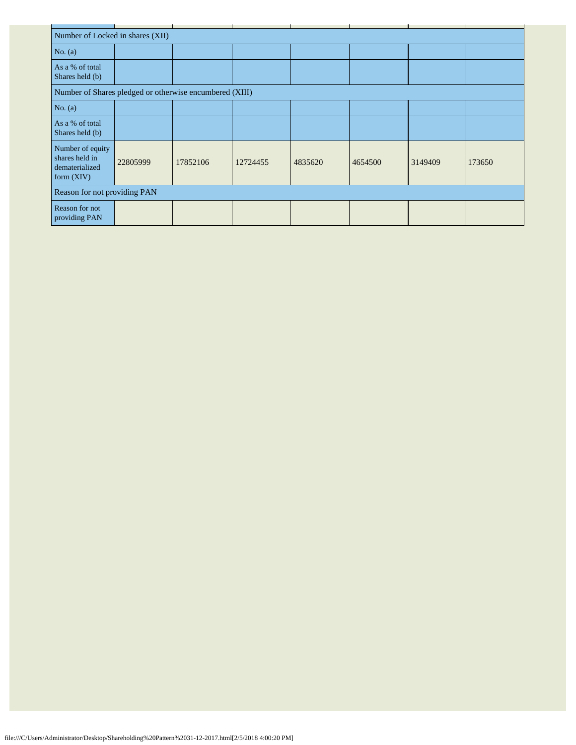| | | | | | | | |
|---|---|---|---|---|---|---|---|
| Number of Locked in shares (XII) | | | | | | | |
| No. (a) | | | | | | | |
| As a % of total Shares held (b) | | | | | | | |
| Number of Shares pledged or otherwise encumbered (XIII) | | | | | | | |
| No. (a) | | | | | | | |
| As a % of total Shares held (b) | | | | | | | |
| Number of equity shares held in dematerialized form (XIV) | 22805999 | 17852106 | 12724455 | 4835620 | 4654500 | 3149409 | 173650 |
| Reason for not providing PAN | | | | | | | |
| Reason for not providing PAN | | | | | | | |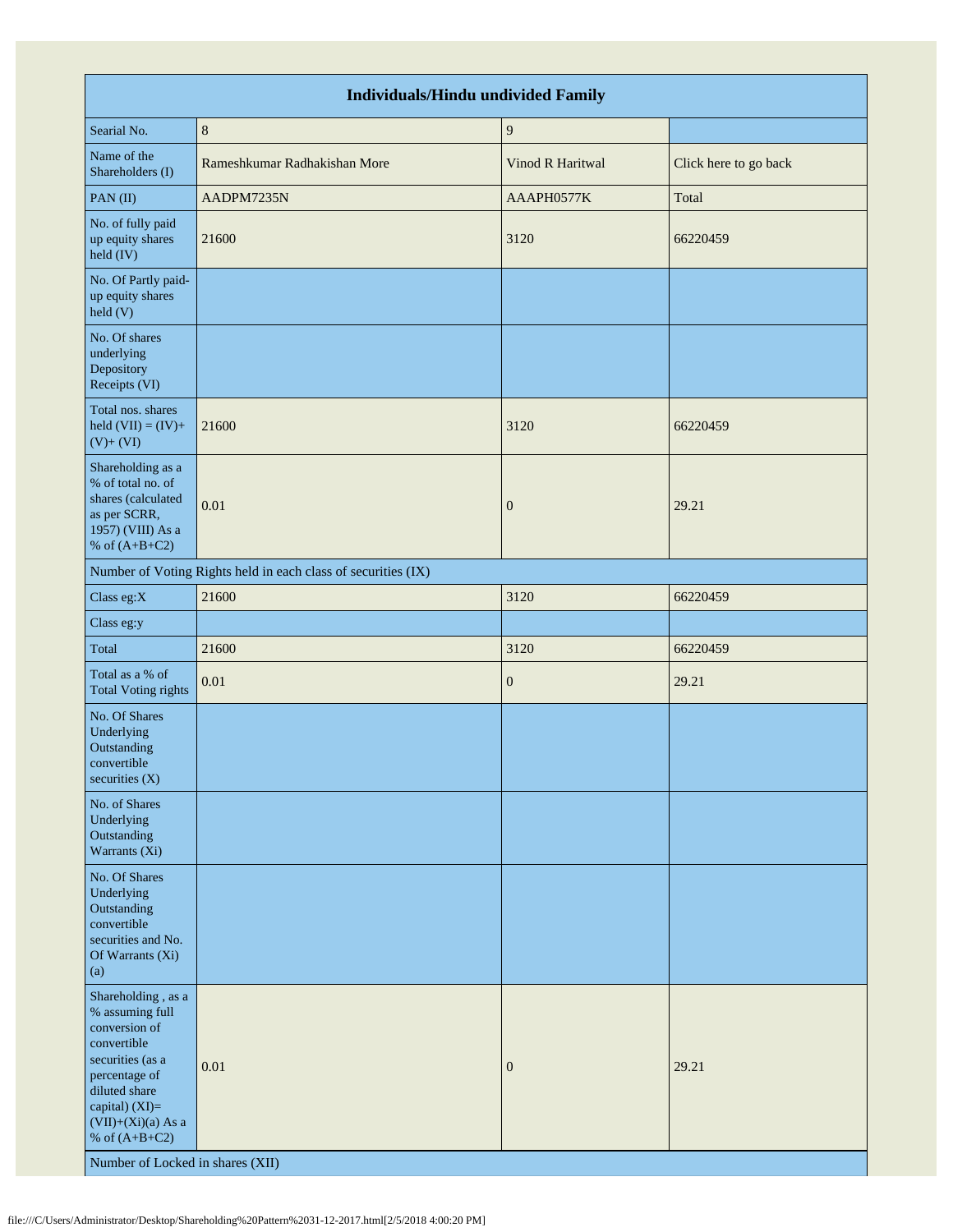| Individuals/Hindu undivided Family | | | |
|---|---|---|---|
| Searial No. | 8 | 9 | |
| Name of the Shareholders (I) | Rameshkumar Radhakishan More | Vinod R Haritwal | Click here to go back |
| PAN (II) | AADPM7235N | AAAPH0577K | Total |
| No. of fully paid up equity shares held (IV) | 21600 | 3120 | 66220459 |
| No. Of Partly paid-up equity shares held (V) | | | |
| No. Of shares underlying Depository Receipts (VI) | | | |
| Total nos. shares held (VII) = (IV)+ (V)+ (VI) | 21600 | 3120 | 66220459 |
| Shareholding as a % of total no. of shares (calculated as per SCRR, 1957) (VIII) As a % of (A+B+C2) | 0.01 | 0 | 29.21 |
| Number of Voting Rights held in each class of securities (IX) | | | |
| Class eg:X | 21600 | 3120 | 66220459 |
| Class eg:y | | | |
| Total | 21600 | 3120 | 66220459 |
| Total as a % of Total Voting rights | 0.01 | 0 | 29.21 |
| No. Of Shares Underlying Outstanding convertible securities (X) | | | |
| No. of Shares Underlying Outstanding Warrants (Xi) | | | |
| No. Of Shares Underlying Outstanding convertible securities and No. Of Warrants (Xi) (a) | | | |
| Shareholding , as a % assuming full conversion of convertible securities (as a percentage of diluted share capital) (XI)= (VII)+(Xi)(a) As a % of (A+B+C2) | 0.01 | 0 | 29.21 |
| Number of Locked in shares (XII) | | | |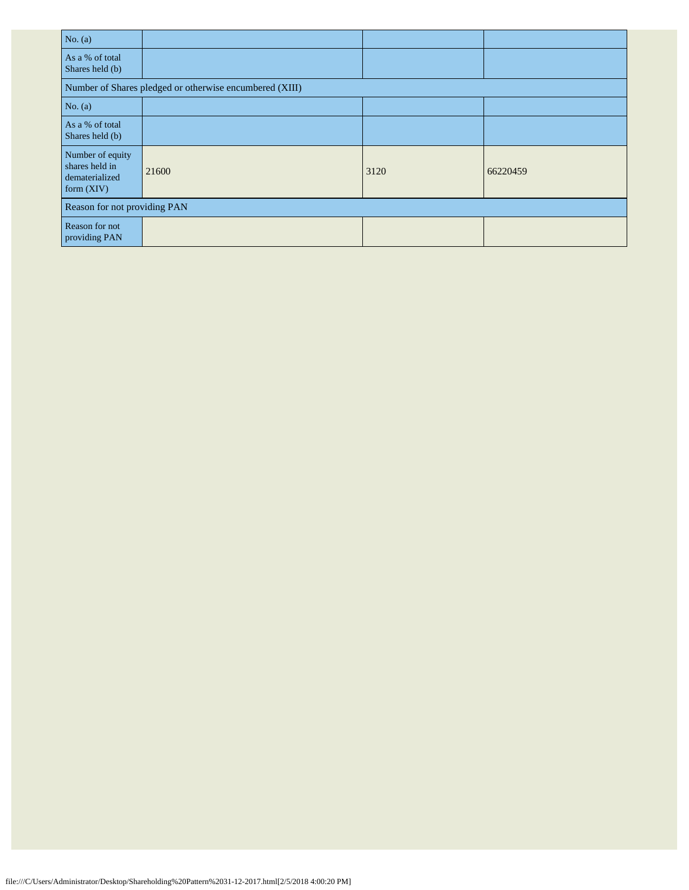| No. (a) | | | |
|---|---|---|---|
| As a % of total Shares held (b) | | | |
| Number of Shares pledged or otherwise encumbered (XIII) | | | |
| No. (a) | | | |
| As a % of total Shares held (b) | | | |
| Number of equity shares held in dematerialized form (XIV) | 21600 | 3120 | 66220459 |
| Reason for not providing PAN | | | |
| Reason for not providing PAN | | | |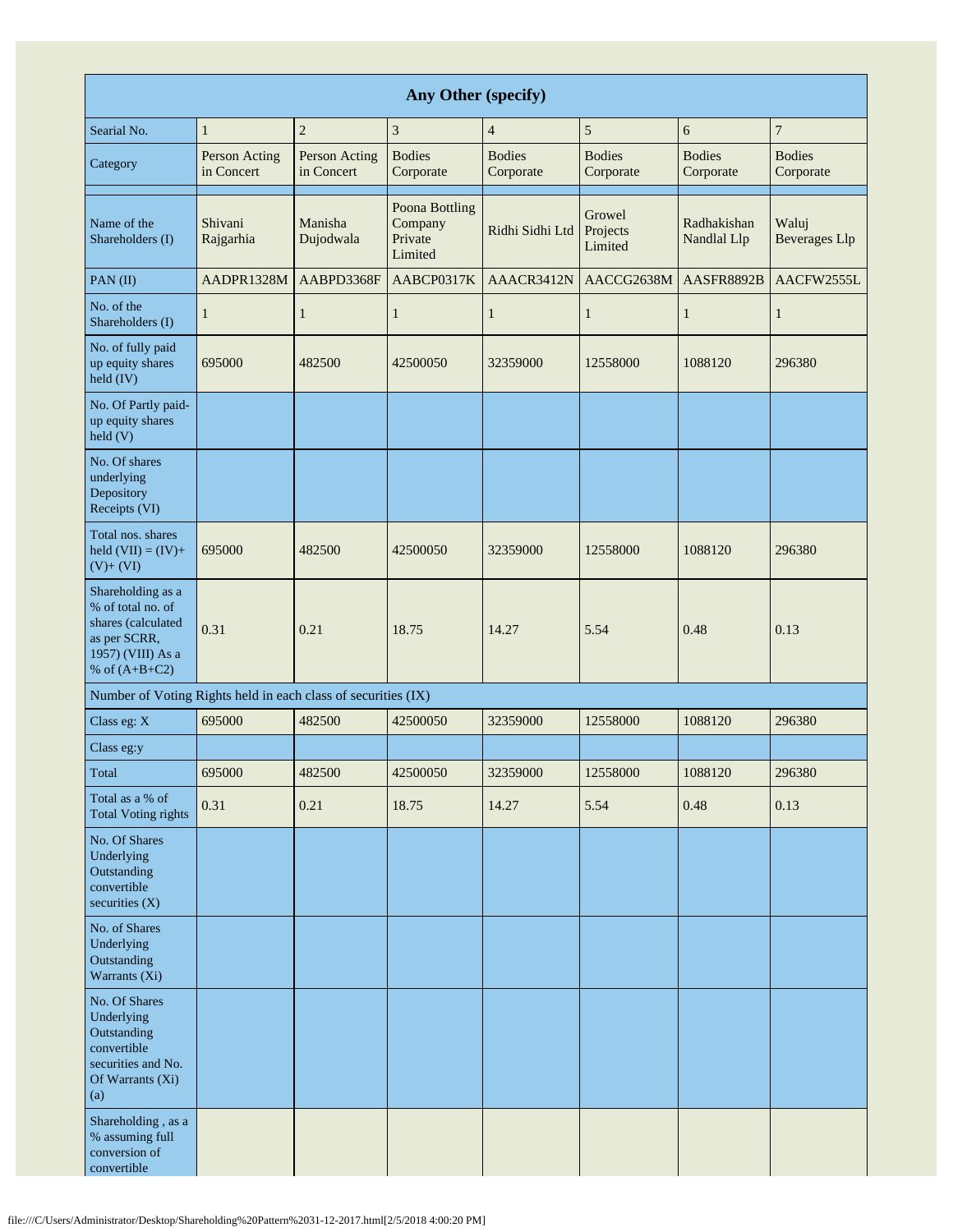| Any Other (specify) | | | | | | | |
|---|---|---|---|---|---|---|---|
| Searial No. | 1 | 2 | 3 | 4 | 5 | 6 | 7 |
| Category | Person Acting in Concert | Person Acting in Concert | Bodies Corporate | Bodies Corporate | Bodies Corporate | Bodies Corporate | Bodies Corporate |
| Name of the Shareholders (I) | Shivani Rajgarhia | Manisha Dujodwala | Poona Bottling Company Private Limited | Ridhi Sidhi Ltd | Growel Projects Limited | Radhakishan Nandlal Llp | Waluj Beverages Llp |
| PAN (II) | AADPR1328M | AABPD3368F | AABCP0317K | AAACR3412N | AACCG2638M | AASFR8892B | AACFW2555L |
| No. of the Shareholders (I) | 1 | 1 | 1 | 1 | 1 | 1 | 1 |
| No. of fully paid up equity shares held (IV) | 695000 | 482500 | 42500050 | 32359000 | 12558000 | 1088120 | 296380 |
| No. Of Partly paid-up equity shares held (V) | | | | | | | |
| No. Of shares underlying Depository Receipts (VI) | | | | | | | |
| Total nos. shares held (VII) = (IV)+ (V)+ (VI) | 695000 | 482500 | 42500050 | 32359000 | 12558000 | 1088120 | 296380 |
| Shareholding as a % of total no. of shares (calculated as per SCRR, 1957) (VIII) As a % of (A+B+C2) | 0.31 | 0.21 | 18.75 | 14.27 | 5.54 | 0.48 | 0.13 |
| Number of Voting Rights held in each class of securities (IX) | | | | | | | |
| Class eg: X | 695000 | 482500 | 42500050 | 32359000 | 12558000 | 1088120 | 296380 |
| Class eg:y | | | | | | | |
| Total | 695000 | 482500 | 42500050 | 32359000 | 12558000 | 1088120 | 296380 |
| Total as a % of Total Voting rights | 0.31 | 0.21 | 18.75 | 14.27 | 5.54 | 0.48 | 0.13 |
| No. Of Shares Underlying Outstanding convertible securities (X) | | | | | | | |
| No. of Shares Underlying Outstanding Warrants (Xi) | | | | | | | |
| No. Of Shares Underlying Outstanding convertible securities and No. Of Warrants (Xi) (a) | | | | | | | |
| Shareholding , as a % assuming full conversion of convertible | | | | | | | |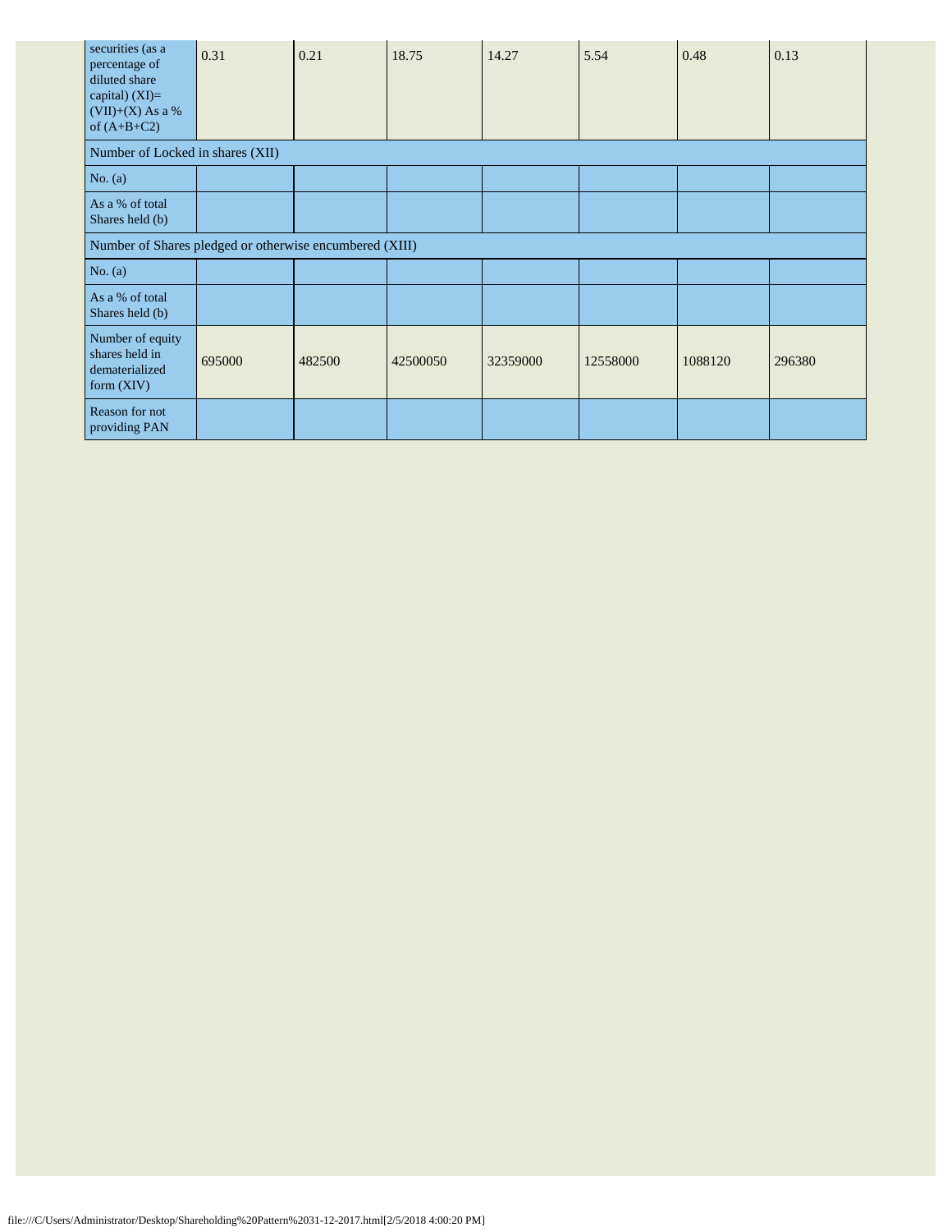| securities (as a percentage of diluted share capital) (XI)= (VII)+(X) As a % of (A+B+C2) | 0.31 | 0.21 | 18.75 | 14.27 | 5.54 | 0.48 | 0.13 |
|---|---|---|---|---|---|---|---|
| Number of Locked in shares (XII) | | | | | | | |
| No. (a) | | | | | | | |
| As a % of total Shares held (b) | | | | | | | |
| Number of Shares pledged or otherwise encumbered (XIII) | | | | | | | |
| No. (a) | | | | | | | |
| As a % of total Shares held (b) | | | | | | | |
| Number of equity shares held in dematerialized form (XIV) | 695000 | 482500 | 42500050 | 32359000 | 12558000 | 1088120 | 296380 |
| Reason for not providing PAN | | | | | | | |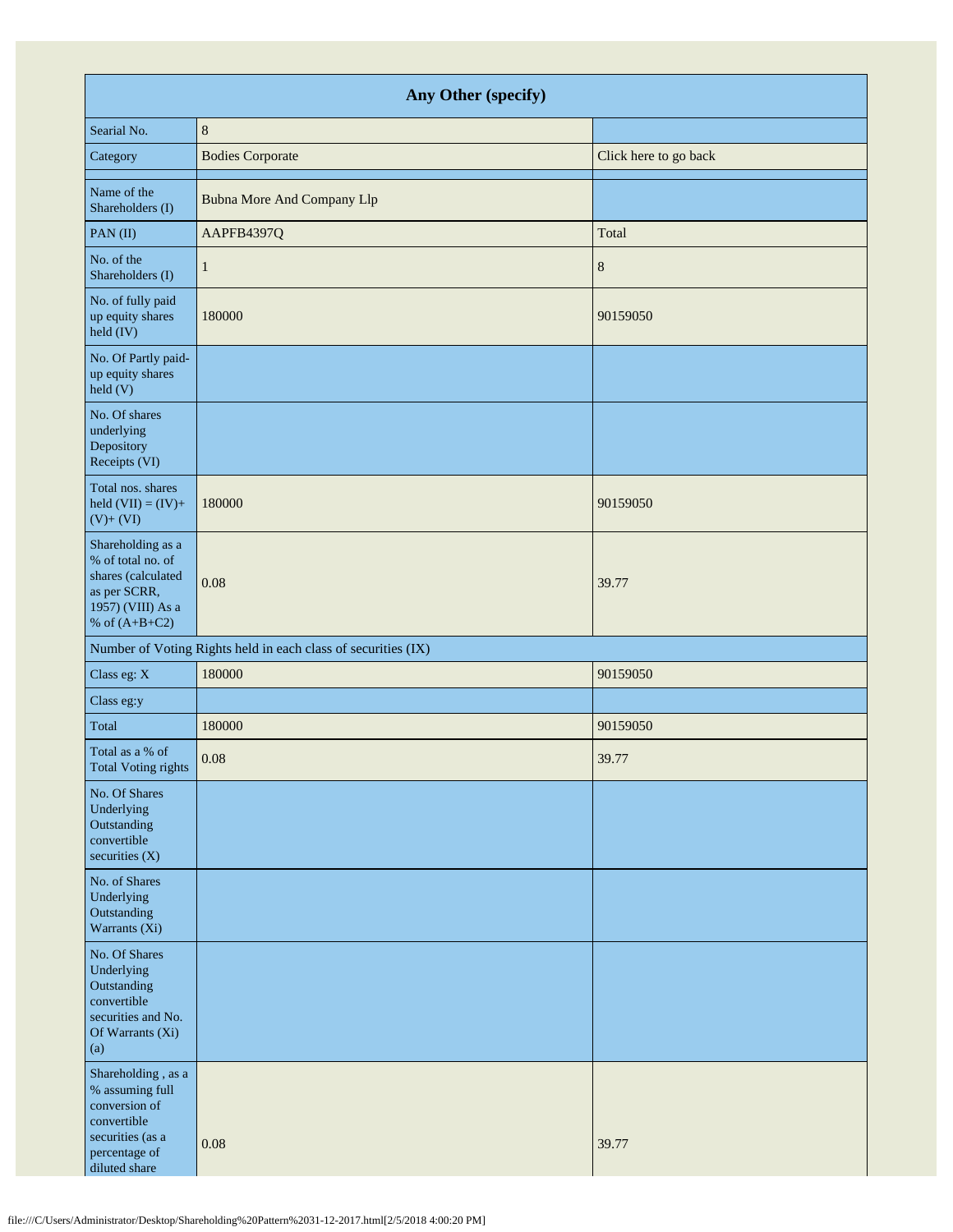| Any Other (specify) | | |
|---|---|---|
| Searial No. | 8 | |
| Category | Bodies Corporate | Click here to go back |
| Name of the Shareholders (I) | Bubna More And Company Llp | |
| PAN (II) | AAPFB4397Q | Total |
| No. of the Shareholders (I) | 1 | 8 |
| No. of fully paid up equity shares held (IV) | 180000 | 90159050 |
| No. Of Partly paid-up equity shares held (V) | | |
| No. Of shares underlying Depository Receipts (VI) | | |
| Total nos. shares held (VII) = (IV)+ (V)+ (VI) | 180000 | 90159050 |
| Shareholding as a % of total no. of shares (calculated as per SCRR, 1957) (VIII) As a % of (A+B+C2) | 0.08 | 39.77 |
| Number of Voting Rights held in each class of securities (IX) | | |
| Class eg: X | 180000 | 90159050 |
| Class eg:y | | |
| Total | 180000 | 90159050 |
| Total as a % of Total Voting rights | 0.08 | 39.77 |
| No. Of Shares Underlying Outstanding convertible securities (X) | | |
| No. of Shares Underlying Outstanding Warrants (Xi) | | |
| No. Of Shares Underlying Outstanding convertible securities and No. Of Warrants (Xi) (a) | | |
| Shareholding , as a % assuming full conversion of convertible securities (as a percentage of diluted share | 0.08 | 39.77 |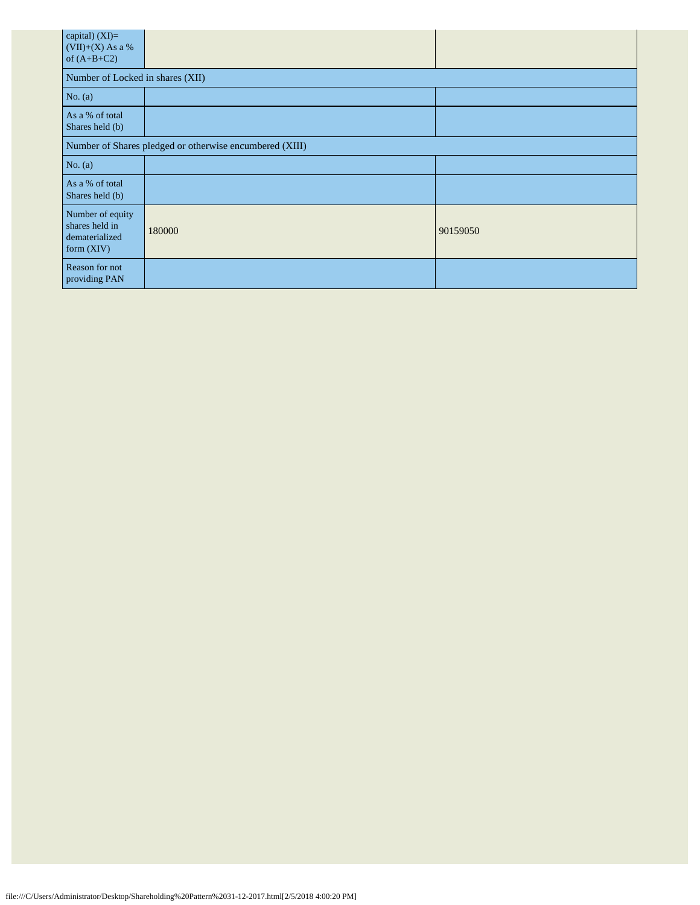| capital) (XI)= (VII)+(X) As a % of (A+B+C2) | | |
| --- | --- | --- |
| Number of Locked in shares (XII) | | |
| No. (a) | | |
| As a % of total Shares held (b) | | |
| Number of Shares pledged or otherwise encumbered (XIII) | | |
| No. (a) | | |
| As a % of total Shares held (b) | | |
| Number of equity shares held in dematerialized form (XIV) | 180000 | 90159050 |
| Reason for not providing PAN | | |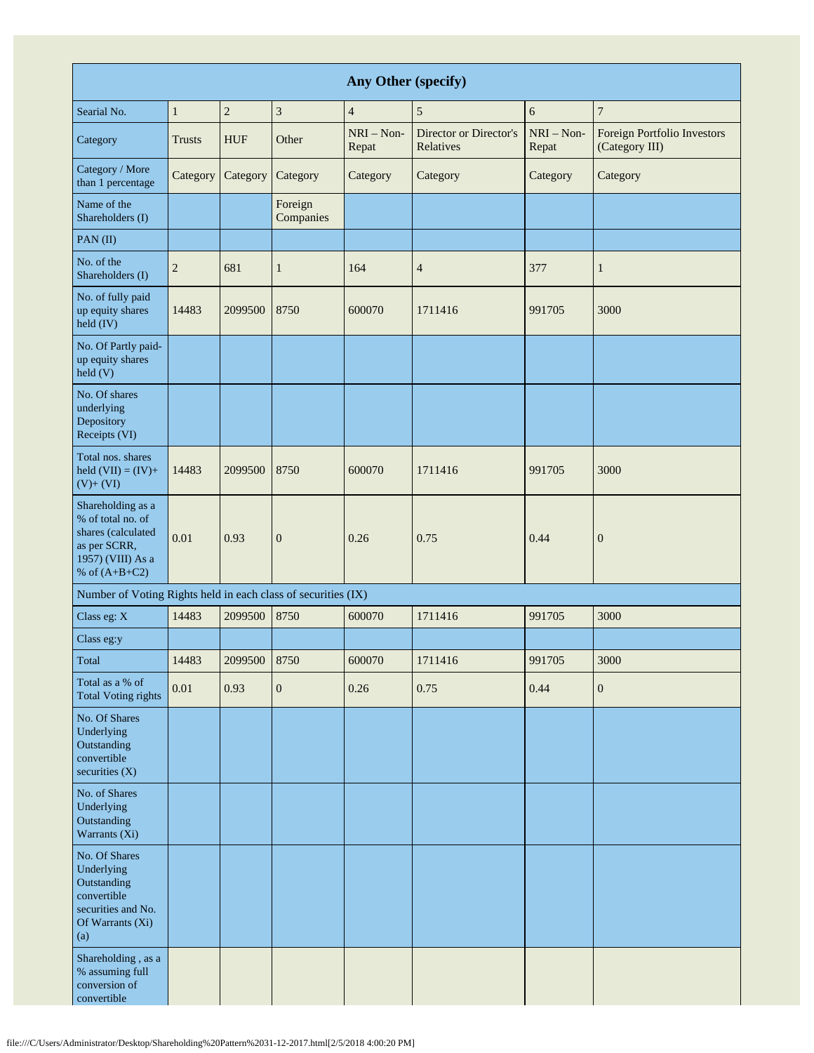| Any Other (specify) | | | | | | | |
|---|---|---|---|---|---|---|---|
| Searial No. | 1 | 2 | 3 | 4 | 5 | 6 | 7 |
| Category | Trusts | HUF | Other | NRI – Non-Repat | Director or Director's Relatives | NRI – Non-Repat | Foreign Portfolio Investors (Category III) |
| Category / More than 1 percentage | Category | Category | Category | Category | Category | Category | Category |
| Name of the Shareholders (I) | | | Foreign Companies | | | | |
| PAN (II) | | | | | | | |
| No. of the Shareholders (I) | 2 | 681 | 1 | 164 | 4 | 377 | 1 |
| No. of fully paid up equity shares held (IV) | 14483 | 2099500 | 8750 | 600070 | 1711416 | 991705 | 3000 |
| No. Of Partly paid-up equity shares held (V) | | | | | | | |
| No. Of shares underlying Depository Receipts (VI) | | | | | | | |
| Total nos. shares held (VII) = (IV)+ (V)+ (VI) | 14483 | 2099500 | 8750 | 600070 | 1711416 | 991705 | 3000 |
| Shareholding as a % of total no. of shares (calculated as per SCRR, 1957) (VIII) As a % of (A+B+C2) | 0.01 | 0.93 | 0 | 0.26 | 0.75 | 0.44 | 0 |
| Number of Voting Rights held in each class of securities (IX) | | | | | | | |
| Class eg: X | 14483 | 2099500 | 8750 | 600070 | 1711416 | 991705 | 3000 |
| Class eg:y | | | | | | | |
| Total | 14483 | 2099500 | 8750 | 600070 | 1711416 | 991705 | 3000 |
| Total as a % of Total Voting rights | 0.01 | 0.93 | 0 | 0.26 | 0.75 | 0.44 | 0 |
| No. Of Shares Underlying Outstanding convertible securities (X) | | | | | | | |
| No. of Shares Underlying Outstanding Warrants (Xi) | | | | | | | |
| No. Of Shares Underlying Outstanding convertible securities and No. Of Warrants (Xi) (a) | | | | | | | |
| Shareholding , as a % assuming full conversion of convertible | | | | | | | |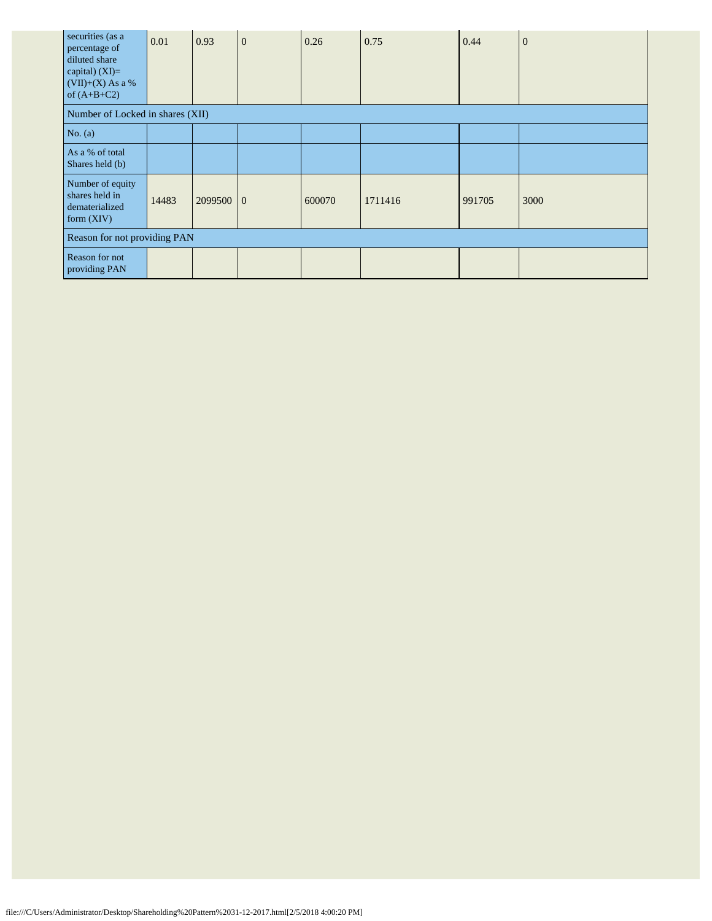| securities (as a percentage of diluted share capital) (XI)= (VII)+(X) As a % of (A+B+C2) | 0.01 | 0.93 | 0 | 0.26 | 0.75 | 0.44 | 0 |
|---|---|---|---|---|---|---|---|
| Number of Locked in shares (XII) | | | | | | | |
| No. (a) | | | | | | | |
| As a % of total Shares held (b) | | | | | | | |
| Number of equity shares held in dematerialized form (XIV) | 14483 | 2099500 | 0 | 600070 | 1711416 | 991705 | 3000 |
| Reason for not providing PAN | | | | | | | |
| Reason for not providing PAN | | | | | | | |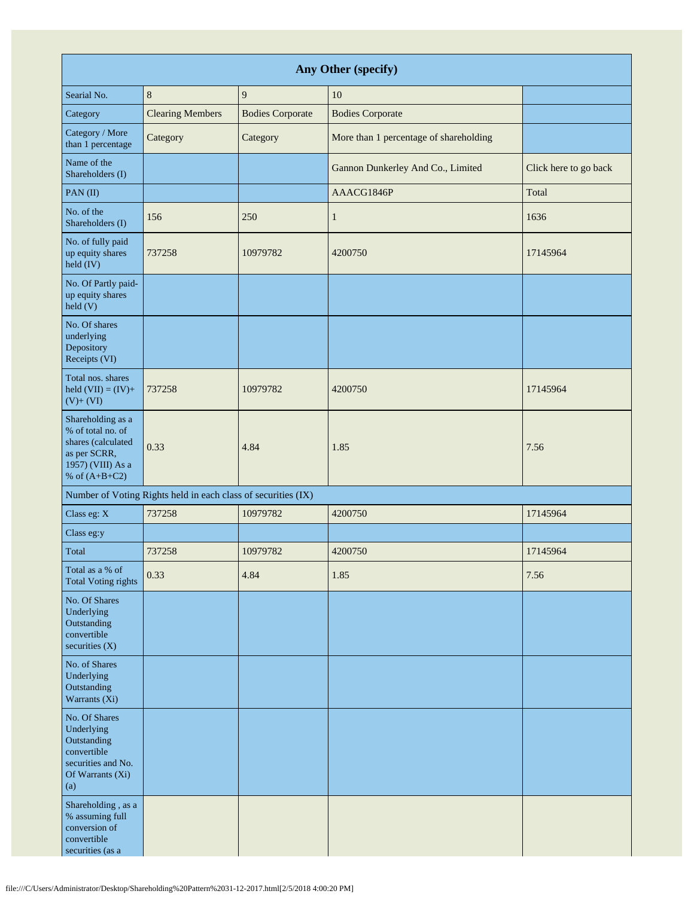| Any Other (specify) | | | | |
|---|---|---|---|---|
| Searial No. | 8 | 9 | 10 | |
| Category | Clearing Members | Bodies Corporate | Bodies Corporate | |
| Category / More than 1 percentage | Category | Category | More than 1 percentage of shareholding | |
| Name of the Shareholders (I) | | | Gannon Dunkerley And Co., Limited | Click here to go back |
| PAN (II) | | | AAACG1846P | Total |
| No. of the Shareholders (I) | 156 | 250 | 1 | 1636 |
| No. of fully paid up equity shares held (IV) | 737258 | 10979782 | 4200750 | 17145964 |
| No. Of Partly paid-up equity shares held (V) | | | | |
| No. Of shares underlying Depository Receipts (VI) | | | | |
| Total nos. shares held (VII) = (IV)+ (V)+ (VI) | 737258 | 10979782 | 4200750 | 17145964 |
| Shareholding as a % of total no. of shares (calculated as per SCRR, 1957) (VIII) As a % of (A+B+C2) | 0.33 | 4.84 | 1.85 | 7.56 |
| Number of Voting Rights held in each class of securities (IX) | | | | |
| Class eg: X | 737258 | 10979782 | 4200750 | 17145964 |
| Class eg:y | | | | |
| Total | 737258 | 10979782 | 4200750 | 17145964 |
| Total as a % of Total Voting rights | 0.33 | 4.84 | 1.85 | 7.56 |
| No. Of Shares Underlying Outstanding convertible securities (X) | | | | |
| No. of Shares Underlying Outstanding Warrants (Xi) | | | | |
| No. Of Shares Underlying Outstanding convertible securities and No. Of Warrants (Xi) (a) | | | | |
| Shareholding , as a % assuming full conversion of convertible securities (as a | | | | |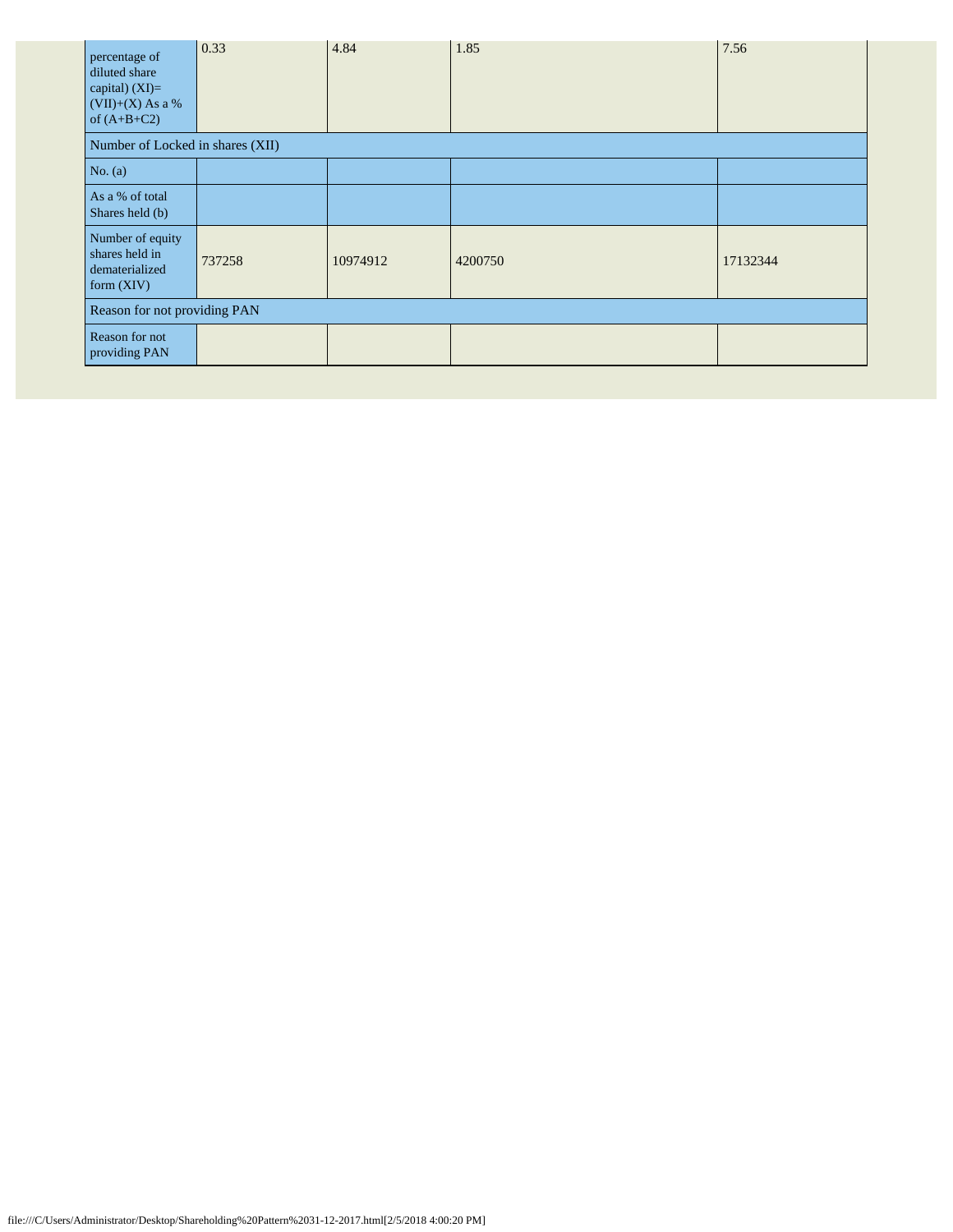| percentage of diluted share capital) (XI)= (VII)+(X) As a % of (A+B+C2) | 0.33 | 4.84 | 1.85 | 7.56 |
|---|---|---|---|---|
| Number of Locked in shares (XII) | | | | |
| No. (a) | | | | |
| As a % of total Shares held (b) | | | | |
| Number of equity shares held in dematerialized form (XIV) | 737258 | 10974912 | 4200750 | 17132344 |
| Reason for not providing PAN | | | | |
| Reason for not providing PAN | | | | |